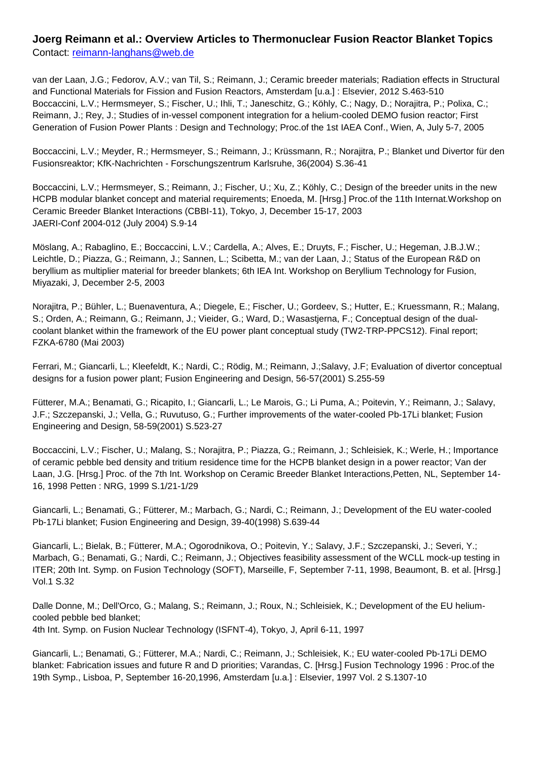**Joerg Reimann et al.: Overview Articles to Thermonuclear Fusion Reactor Blanket Topics**
Contact: reimann-langhans@web.de

van der Laan, J.G.; Fedorov, A.V.; van Til, S.; Reimann, J.; Ceramic breeder materials; Radiation effects in Structural and Functional Materials for Fission and Fusion Reactors, Amsterdam [u.a.] : Elsevier, 2012 S.463-510
Boccaccini, L.V.; Hermsmeyer, S.; Fischer, U.; Ihli, T.; Janeschitz, G.; Köhly, C.; Nagy, D.; Norajitra, P.; Polixa, C.; Reimann, J.; Rey, J.; Studies of in-vessel component integration for a helium-cooled DEMO fusion reactor; First Generation of Fusion Power Plants : Design and Technology; Proc.of the 1st IAEA Conf., Wien, A, July 5-7, 2005

Boccaccini, L.V.; Meyder, R.; Hermsmeyer, S.; Reimann, J.; Krüssmann, R.; Norajitra, P.; Blanket und Divertor für den Fusionsreaktor; KfK-Nachrichten - Forschungszentrum Karlsruhe, 36(2004) S.36-41

Boccaccini, L.V.; Hermsmeyer, S.; Reimann, J.; Fischer, U.; Xu, Z.; Köhly, C.; Design of the breeder units in the new HCPB modular blanket concept and material requirements; Enoeda, M. [Hrsg.] Proc.of the 11th Internat.Workshop on Ceramic Breeder Blanket Interactions (CBBI-11), Tokyo, J, December 15-17, 2003
JAERI-Conf 2004-012 (July 2004) S.9-14

Möslang, A.; Rabaglino, E.; Boccaccini, L.V.; Cardella, A.; Alves, E.; Druyts, F.; Fischer, U.; Hegeman, J.B.J.W.; Leichtle, D.; Piazza, G.; Reimann, J.; Sannen, L.; Scibetta, M.; van der Laan, J.; Status of the European R&D on beryllium as multiplier material for breeder blankets; 6th IEA Int. Workshop on Beryllium Technology for Fusion, Miyazaki, J, December 2-5, 2003

Norajitra, P.; Bühler, L.; Buenaventura, A.; Diegele, E.; Fischer, U.; Gordeev, S.; Hutter, E.; Kruessmann, R.; Malang, S.; Orden, A.; Reimann, G.; Reimann, J.; Vieider, G.; Ward, D.; Wasastjerna, F.; Conceptual design of the dual-coolant blanket within the framework of the EU power plant conceptual study (TW2-TRP-PPCS12). Final report; FZKA-6780 (Mai 2003)

Ferrari, M.; Giancarli, L.; Kleefeldt, K.; Nardi, C.; Rödig, M.; Reimann, J.;Salavy, J.F; Evaluation of divertor conceptual designs for a fusion power plant; Fusion Engineering and Design, 56-57(2001) S.255-59

Fütterer, M.A.; Benamati, G.; Ricapito, I.; Giancarli, L.; Le Marois, G.; Li Puma, A.; Poitevin, Y.; Reimann, J.; Salavy, J.F.; Szczepanski, J.; Vella, G.; Ruvutuso, G.; Further improvements of the water-cooled Pb-17Li blanket; Fusion Engineering and Design, 58-59(2001) S.523-27

Boccaccini, L.V.; Fischer, U.; Malang, S.; Norajitra, P.; Piazza, G.; Reimann, J.; Schleisiek, K.; Werle, H.; Importance of ceramic pebble bed density and tritium residence time for the HCPB blanket design in a power reactor; Van der Laan, J.G. [Hrsg.] Proc. of the 7th Int. Workshop on Ceramic Breeder Blanket Interactions,Petten, NL, September 14-16, 1998 Petten : NRG, 1999 S.1/21-1/29

Giancarli, L.; Benamati, G.; Fütterer, M.; Marbach, G.; Nardi, C.; Reimann, J.; Development of the EU water-cooled Pb-17Li blanket; Fusion Engineering and Design, 39-40(1998) S.639-44

Giancarli, L.; Bielak, B.; Fütterer, M.A.; Ogorodnikova, O.; Poitevin, Y.; Salavy, J.F.; Szczepanski, J.; Severi, Y.; Marbach, G.; Benamati, G.; Nardi, C.; Reimann, J.; Objectives feasibility assessment of the WCLL mock-up testing in ITER; 20th Int. Symp. on Fusion Technology (SOFT), Marseille, F, September 7-11, 1998, Beaumont, B. et al. [Hrsg.] Vol.1 S.32

Dalle Donne, M.; Dell'Orco, G.; Malang, S.; Reimann, J.; Roux, N.; Schleisiek, K.; Development of the EU helium-cooled pebble bed blanket;
4th Int. Symp. on Fusion Nuclear Technology (ISFNT-4), Tokyo, J, April 6-11, 1997

Giancarli, L.; Benamati, G.; Fütterer, M.A.; Nardi, C.; Reimann, J.; Schleisiek, K.; EU water-cooled Pb-17Li DEMO blanket: Fabrication issues and future R and D priorities; Varandas, C. [Hrsg.] Fusion Technology 1996 : Proc.of the 19th Symp., Lisboa, P, September 16-20,1996, Amsterdam [u.a.] : Elsevier, 1997 Vol. 2 S.1307-10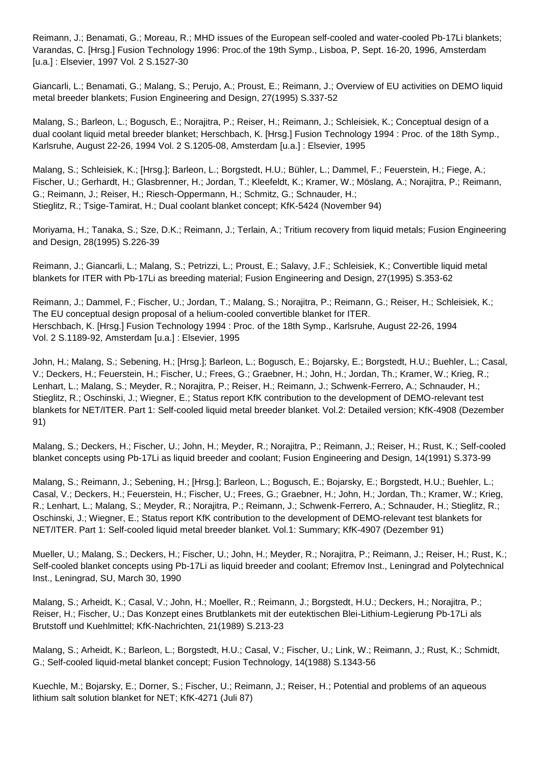Reimann, J.; Benamati, G.; Moreau, R.; MHD issues of the European self-cooled and water-cooled Pb-17Li blankets; Varandas, C. [Hrsg.] Fusion Technology 1996: Proc.of the 19th Symp., Lisboa, P, Sept. 16-20, 1996, Amsterdam [u.a.] : Elsevier, 1997 Vol. 2 S.1527-30

Giancarli, L.; Benamati, G.; Malang, S.; Perujo, A.; Proust, E.; Reimann, J.; Overview of EU activities on DEMO liquid metal breeder blankets; Fusion Engineering and Design, 27(1995) S.337-52

Malang, S.; Barleon, L.; Bogusch, E.; Norajitra, P.; Reiser, H.; Reimann, J.; Schleisiek, K.; Conceptual design of a dual coolant liquid metal breeder blanket; Herschbach, K. [Hrsg.] Fusion Technology 1994 : Proc. of the 18th Symp., Karlsruhe, August 22-26, 1994 Vol. 2 S.1205-08, Amsterdam [u.a.] : Elsevier, 1995

Malang, S.; Schleisiek, K.; [Hrsg.]; Barleon, L.; Borgstedt, H.U.; Bühler, L.; Dammel, F.; Feuerstein, H.; Fiege, A.; Fischer, U.; Gerhardt, H.; Glasbrenner, H.; Jordan, T.; Kleefeldt, K.; Kramer, W.; Möslang, A.; Norajitra, P.; Reimann, G.; Reimann, J.; Reiser, H.; Riesch-Oppermann, H.; Schmitz, G.; Schnauder, H.; Stieglitz, R.; Tsige-Tamirat, H.; Dual coolant blanket concept; KfK-5424 (November 94)

Moriyama, H.; Tanaka, S.; Sze, D.K.; Reimann, J.; Terlain, A.; Tritium recovery from liquid metals; Fusion Engineering and Design, 28(1995) S.226-39

Reimann, J.; Giancarli, L.; Malang, S.; Petrizzi, L.; Proust, E.; Salavy, J.F.; Schleisiek, K.; Convertible liquid metal blankets for ITER with Pb-17Li as breeding material; Fusion Engineering and Design, 27(1995) S.353-62

Reimann, J.; Dammel, F.; Fischer, U.; Jordan, T.; Malang, S.; Norajitra, P.; Reimann, G.; Reiser, H.; Schleisiek, K.; The EU conceptual design proposal of a helium-cooled convertible blanket for ITER.
Herschbach, K. [Hrsg.] Fusion Technology 1994 : Proc. of the 18th Symp., Karlsruhe, August 22-26, 1994 Vol. 2 S.1189-92, Amsterdam [u.a.] : Elsevier, 1995

John, H.; Malang, S.; Sebening, H.; [Hrsg.]; Barleon, L.; Bogusch, E.; Bojarsky, E.; Borgstedt, H.U.; Buehler, L.; Casal, V.; Deckers, H.; Feuerstein, H.; Fischer, U.; Frees, G.; Graebner, H.; John, H.; Jordan, Th.; Kramer, W.; Krieg, R.; Lenhart, L.; Malang, S.; Meyder, R.; Norajitra, P.; Reiser, H.; Reimann, J.; Schwenk-Ferrero, A.; Schnauder, H.; Stieglitz, R.; Oschinski, J.; Wiegner, E.; Status report KfK contribution to the development of DEMO-relevant test blankets for NET/ITER. Part 1: Self-cooled liquid metal breeder blanket. Vol.2: Detailed version; KfK-4908 (Dezember 91)

Malang, S.; Deckers, H.; Fischer, U.; John, H.; Meyder, R.; Norajitra, P.; Reimann, J.; Reiser, H.; Rust, K.; Self-cooled blanket concepts using Pb-17Li as liquid breeder and coolant; Fusion Engineering and Design, 14(1991) S.373-99

Malang, S.; Reimann, J.; Sebening, H.; [Hrsg.]; Barleon, L.; Bogusch, E.; Bojarsky, E.; Borgstedt, H.U.; Buehler, L.; Casal, V.; Deckers, H.; Feuerstein, H.; Fischer, U.; Frees, G.; Graebner, H.; John, H.; Jordan, Th.; Kramer, W.; Krieg, R.; Lenhart, L.; Malang, S.; Meyder, R.; Norajitra, P.; Reimann, J.; Schwenk-Ferrero, A.; Schnauder, H.; Stieglitz, R.; Oschinski, J.; Wiegner, E.; Status report KfK contribution to the development of DEMO-relevant test blankets for NET/ITER. Part 1: Self-cooled liquid metal breeder blanket. Vol.1: Summary; KfK-4907 (Dezember 91)

Mueller, U.; Malang, S.; Deckers, H.; Fischer, U.; John, H.; Meyder, R.; Norajitra, P.; Reimann, J.; Reiser, H.; Rust, K.; Self-cooled blanket concepts using Pb-17Li as liquid breeder and coolant; Efremov Inst., Leningrad and Polytechnical Inst., Leningrad, SU, March 30, 1990

Malang, S.; Arheidt, K.; Casal, V.; John, H.; Moeller, R.; Reimann, J.; Borgstedt, H.U.; Deckers, H.; Norajitra, P.; Reiser, H.; Fischer, U.; Das Konzept eines Brutblankets mit der eutektischen Blei-Lithium-Legierung Pb-17Li als Brutstoff und Kuehlmittel; KfK-Nachrichten, 21(1989) S.213-23

Malang, S.; Arheidt, K.; Barleon, L.; Borgstedt, H.U.; Casal, V.; Fischer, U.; Link, W.; Reimann, J.; Rust, K.; Schmidt, G.; Self-cooled liquid-metal blanket concept; Fusion Technology, 14(1988) S.1343-56

Kuechle, M.; Bojarsky, E.; Dorner, S.; Fischer, U.; Reimann, J.; Reiser, H.; Potential and problems of an aqueous lithium salt solution blanket for NET; KfK-4271 (Juli 87)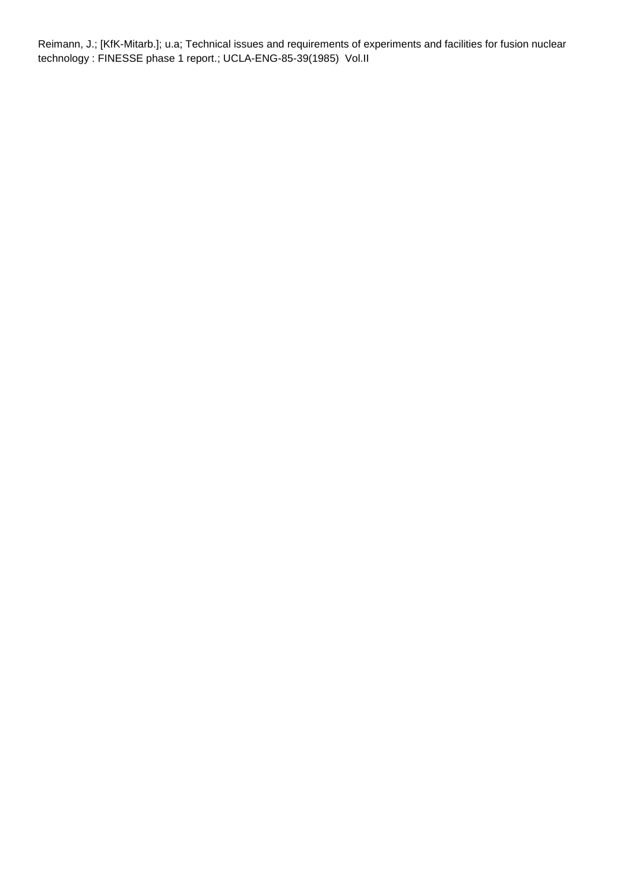Reimann, J.; [KfK-Mitarb.]; u.a; Technical issues and requirements of experiments and facilities for fusion nuclear technology : FINESSE phase 1 report.; UCLA-ENG-85-39(1985) Vol.II